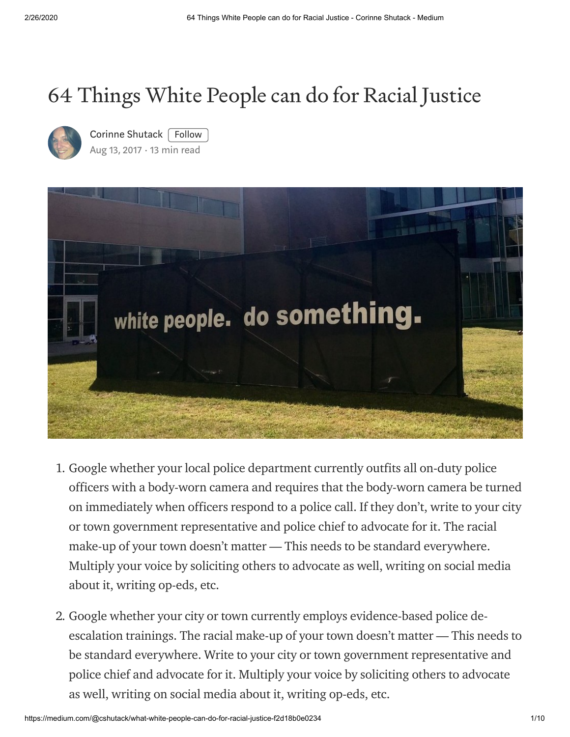# 64 Things White People can do for Racial Justice

Corinne Shutack

Aug 13, 2017 · 13 min read

1. Google whether your local police department currently outfits all on-duty police officers with a body-worn camera and requires that the body-worn camera be turned on immediately when officers respond to a police call. If they don't, write to your city or town government representative and police chief to advocate for it. The racial make-up of your town doesn't matter — This needs to be standard everywhere. Multiply your voice by soliciting others to advocate as well, writing on social media about it, writing op-eds, etc.

2. Google whether your city or town currently employs evidence-based police de-escalation trainings. The racial make-up of your town doesn't matter — This needs to be standard everywhere. Write to your city or town government representative and police chief and advocate for it. Multiply your voice by soliciting others to advocate as well, writing on social media about it, writing op-eds, etc.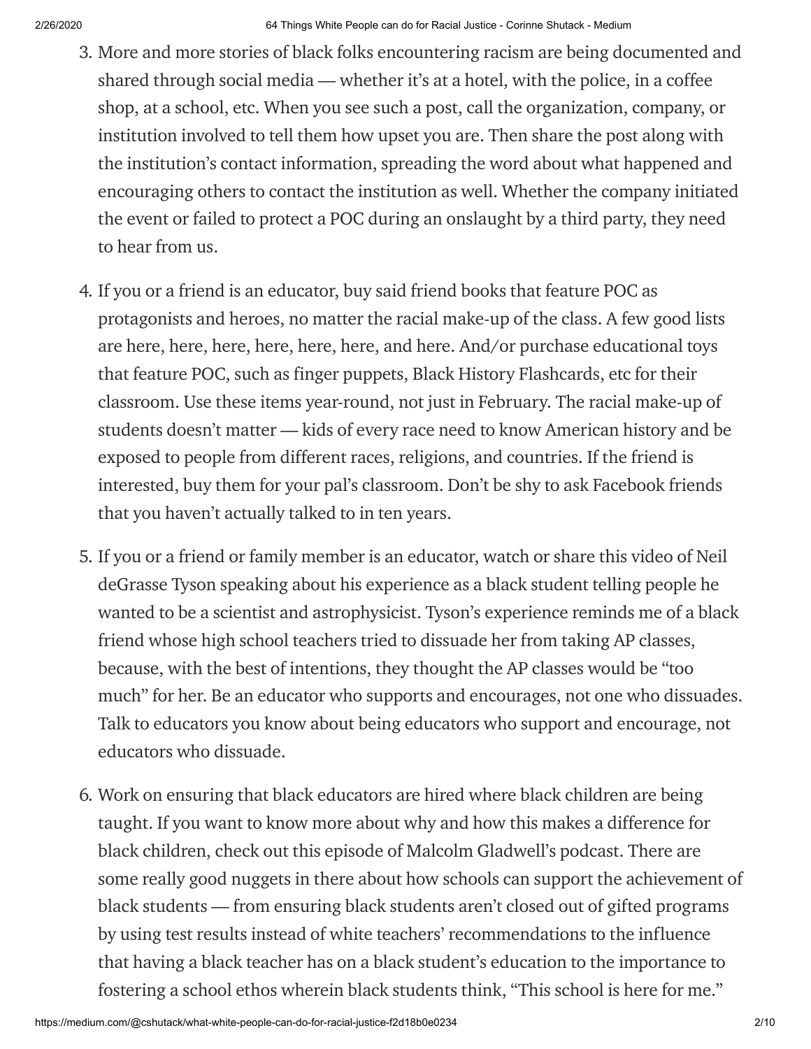3. More and more stories of black folks encountering racism are being documented and shared through social media — whether it's at a hotel, with the police, in a coffee shop, at a school, etc. When you see such a post, call the organization, company, or institution involved to tell them how upset you are. Then share the post along with the institution's contact information, spreading the word about what happened and encouraging others to contact the institution as well. Whether the company initiated the event or failed to protect a POC during an onslaught by a third party, they need to hear from us.

4. If you or a friend is an educator, buy said friend books that feature POC as protagonists and heroes, no matter the racial make-up of the class. A few good lists are here, here, here, here, here, here, and here. And/or purchase educational toys that feature POC, such as finger puppets, Black History Flashcards, etc for their classroom. Use these items year-round, not just in February. The racial make-up of students doesn't matter — kids of every race need to know American history and be exposed to people from different races, religions, and countries. If the friend is interested, buy them for your pal's classroom. Don't be shy to ask Facebook friends that you haven't actually talked to in ten years.

5. If you or a friend or family member is an educator, watch or share this video of Neil deGrasse Tyson speaking about his experience as a black student telling people he wanted to be a scientist and astrophysicist. Tyson's experience reminds me of a black friend whose high school teachers tried to dissuade her from taking AP classes, because, with the best of intentions, they thought the AP classes would be "too much" for her. Be an educator who supports and encourages, not one who dissuades. Talk to educators you know about being educators who support and encourage, not educators who dissuade.

6. Work on ensuring that black educators are hired where black children are being taught. If you want to know more about why and how this makes a difference for black children, check out this episode of Malcolm Gladwell's podcast. There are some really good nuggets in there about how schools can support the achievement of black students — from ensuring black students aren't closed out of gifted programs by using test results instead of white teachers' recommendations to the influence that having a black teacher has on a black student's education to the importance to fostering a school ethos wherein black students think, "This school is here for me."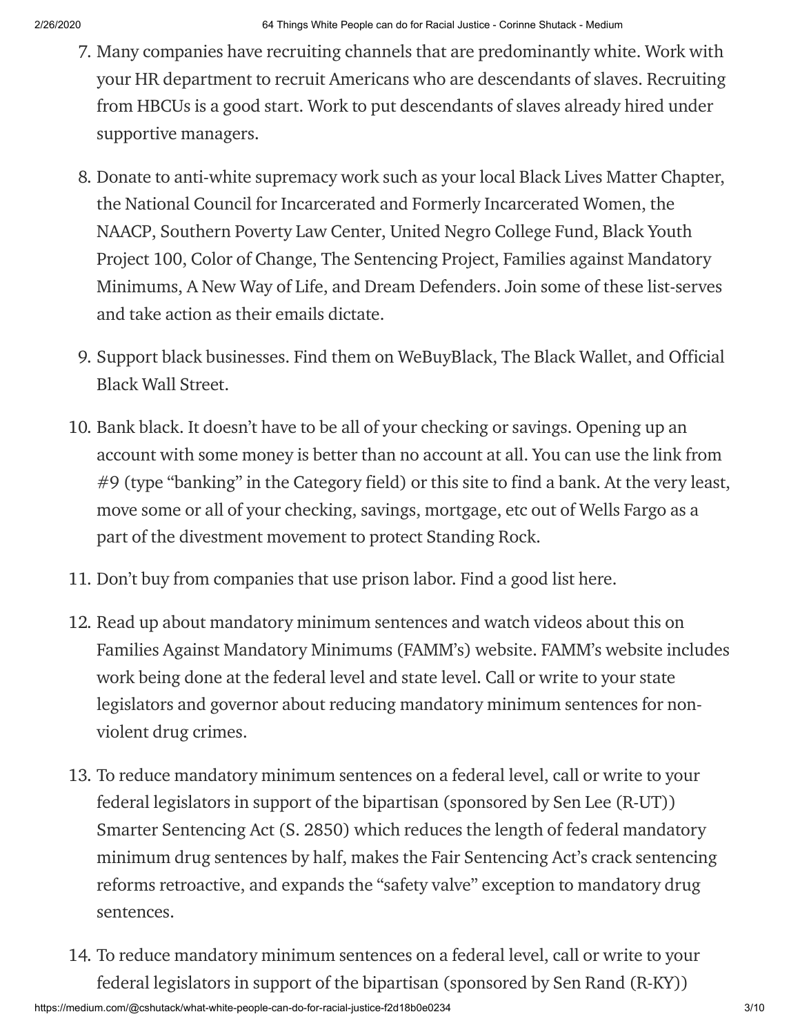7. Many companies have recruiting channels that are predominantly white. Work with your HR department to recruit Americans who are descendants of slaves. Recruiting from HBCUs is a good start. Work to put descendants of slaves already hired under supportive managers.

8. Donate to anti-white supremacy work such as your local Black Lives Matter Chapter, the National Council for Incarcerated and Formerly Incarcerated Women, the NAACP, Southern Poverty Law Center, United Negro College Fund, Black Youth Project 100, Color of Change, The Sentencing Project, Families against Mandatory Minimums, A New Way of Life, and Dream Defenders. Join some of these list-serves and take action as their emails dictate.

9. Support black businesses. Find them on WeBuyBlack, The Black Wallet, and Official Black Wall Street.

10. Bank black. It doesn't have to be all of your checking or savings. Opening up an account with some money is better than no account at all. You can use the link from #9 (type "banking" in the Category field) or this site to find a bank. At the very least, move some or all of your checking, savings, mortgage, etc out of Wells Fargo as a part of the divestment movement to protect Standing Rock.

11. Don't buy from companies that use prison labor. Find a good list here.

12. Read up about mandatory minimum sentences and watch videos about this on Families Against Mandatory Minimums (FAMM's) website. FAMM's website includes work being done at the federal level and state level. Call or write to your state legislators and governor about reducing mandatory minimum sentences for non-violent drug crimes.

13. To reduce mandatory minimum sentences on a federal level, call or write to your federal legislators in support of the bipartisan (sponsored by Sen Lee (R-UT)) Smarter Sentencing Act (S. 2850) which reduces the length of federal mandatory minimum drug sentences by half, makes the Fair Sentencing Act's crack sentencing reforms retroactive, and expands the "safety valve" exception to mandatory drug sentences.

14. To reduce mandatory minimum sentences on a federal level, call or write to your federal legislators in support of the bipartisan (sponsored by Sen Rand (R-KY))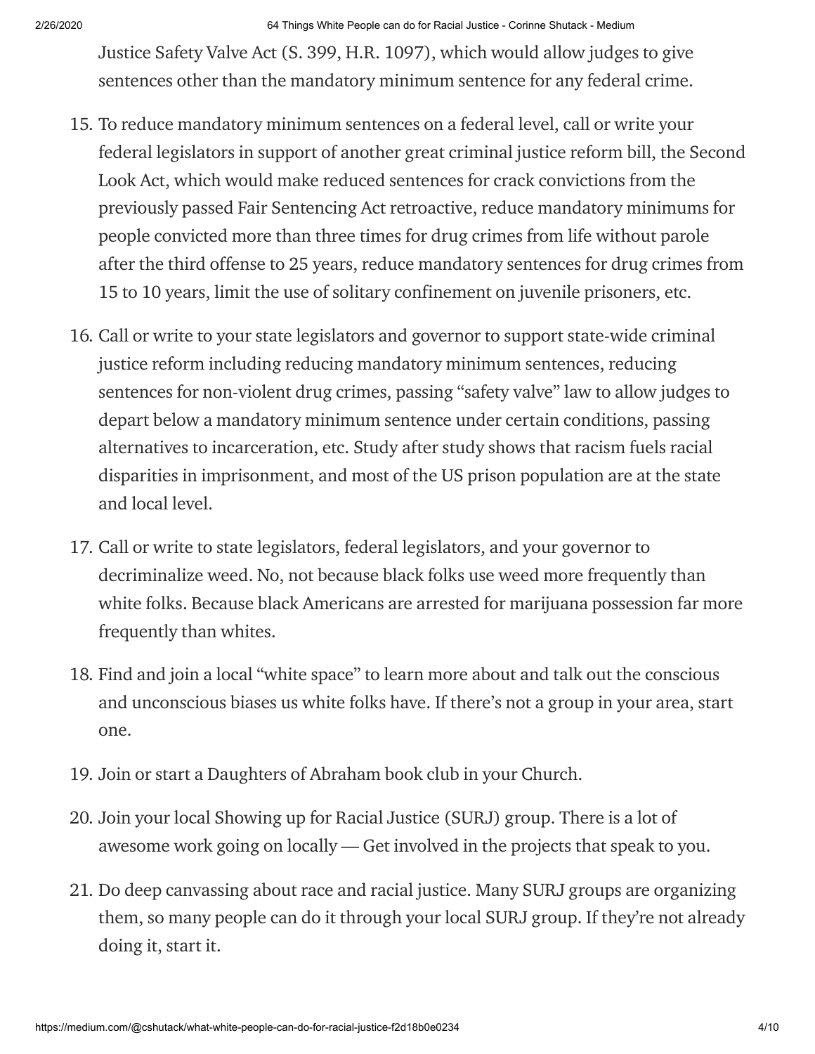Justice Safety Valve Act (S. 399, H.R. 1097), which would allow judges to give sentences other than the mandatory minimum sentence for any federal crime.

15. To reduce mandatory minimum sentences on a federal level, call or write your federal legislators in support of another great criminal justice reform bill, the Second Look Act, which would make reduced sentences for crack convictions from the previously passed Fair Sentencing Act retroactive, reduce mandatory minimums for people convicted more than three times for drug crimes from life without parole after the third offense to 25 years, reduce mandatory sentences for drug crimes from 15 to 10 years, limit the use of solitary confinement on juvenile prisoners, etc.

16. Call or write to your state legislators and governor to support state-wide criminal justice reform including reducing mandatory minimum sentences, reducing sentences for non-violent drug crimes, passing "safety valve" law to allow judges to depart below a mandatory minimum sentence under certain conditions, passing alternatives to incarceration, etc. Study after study shows that racism fuels racial disparities in imprisonment, and most of the US prison population are at the state and local level.

17. Call or write to state legislators, federal legislators, and your governor to decriminalize weed. No, not because black folks use weed more frequently than white folks. Because black Americans are arrested for marijuana possession far more frequently than whites.

18. Find and join a local "white space" to learn more about and talk out the conscious and unconscious biases us white folks have. If there's not a group in your area, start one.

19. Join or start a Daughters of Abraham book club in your Church.

20. Join your local Showing up for Racial Justice (SURJ) group. There is a lot of awesome work going on locally — Get involved in the projects that speak to you.

21. Do deep canvassing about race and racial justice. Many SURJ groups are organizing them, so many people can do it through your local SURJ group. If they're not already doing it, start it.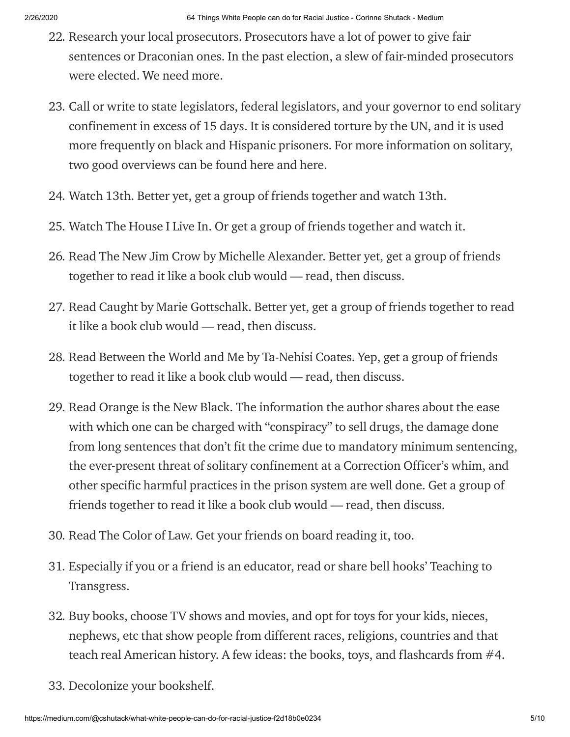22. Research your local prosecutors. Prosecutors have a lot of power to give fair sentences or Draconian ones. In the past election, a slew of fair-minded prosecutors were elected. We need more.
23. Call or write to state legislators, federal legislators, and your governor to end solitary confinement in excess of 15 days. It is considered torture by the UN, and it is used more frequently on black and Hispanic prisoners. For more information on solitary, two good overviews can be found here and here.
24. Watch 13th. Better yet, get a group of friends together and watch 13th.
25. Watch The House I Live In. Or get a group of friends together and watch it.
26. Read The New Jim Crow by Michelle Alexander. Better yet, get a group of friends together to read it like a book club would — read, then discuss.
27. Read Caught by Marie Gottschalk. Better yet, get a group of friends together to read it like a book club would — read, then discuss.
28. Read Between the World and Me by Ta-Nehisi Coates. Yep, get a group of friends together to read it like a book club would — read, then discuss.
29. Read Orange is the New Black. The information the author shares about the ease with which one can be charged with "conspiracy" to sell drugs, the damage done from long sentences that don't fit the crime due to mandatory minimum sentencing, the ever-present threat of solitary confinement at a Correction Officer's whim, and other specific harmful practices in the prison system are well done. Get a group of friends together to read it like a book club would — read, then discuss.
30. Read The Color of Law. Get your friends on board reading it, too.
31. Especially if you or a friend is an educator, read or share bell hooks' Teaching to Transgress.
32. Buy books, choose TV shows and movies, and opt for toys for your kids, nieces, nephews, etc that show people from different races, religions, countries and that teach real American history. A few ideas: the books, toys, and flashcards from #4.
33. Decolonize your bookshelf.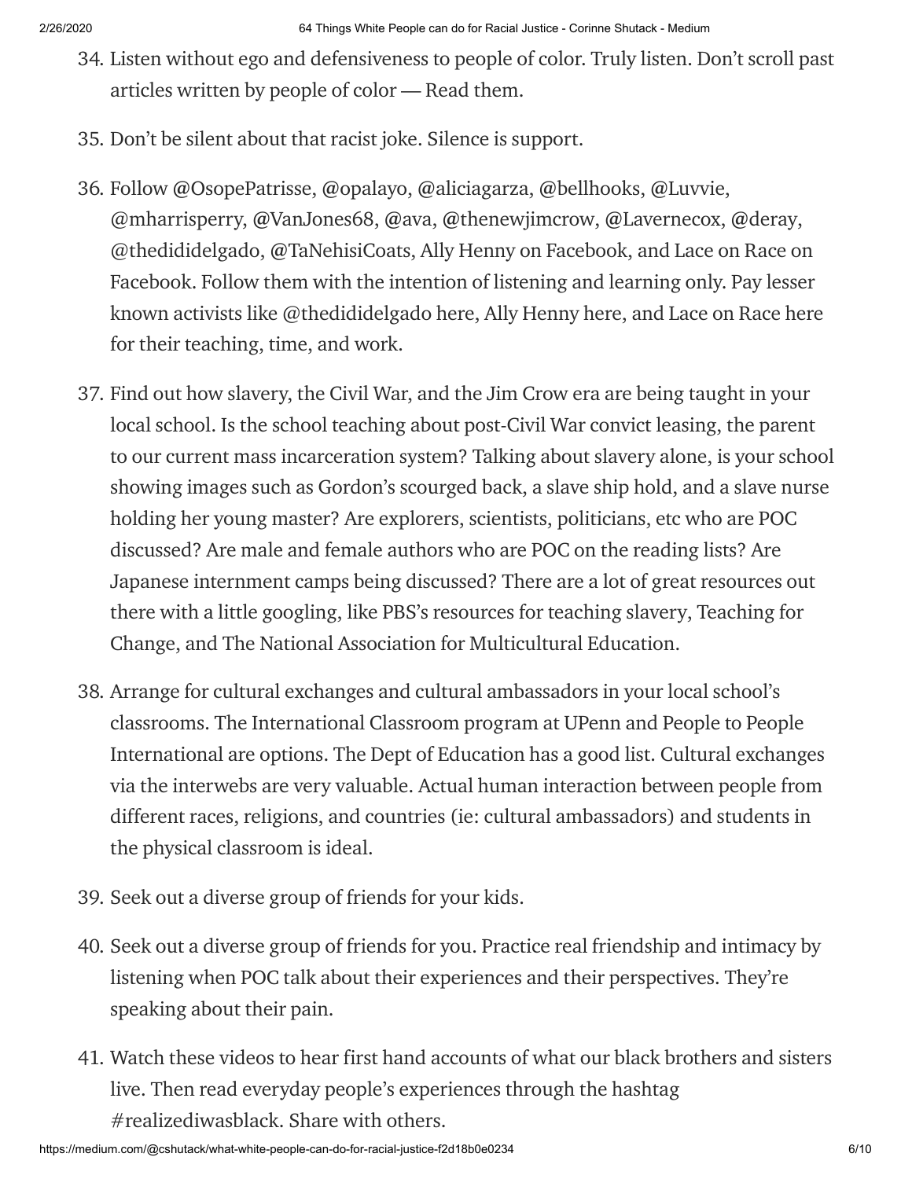34. Listen without ego and defensiveness to people of color. Truly listen. Don't scroll past articles written by people of color — Read them.

35. Don't be silent about that racist joke. Silence is support.

36. Follow @OsopePatrisse, @opalayo, @aliciagarza, @bellhooks, @Luvvie, @mharrisperry, @VanJones68, @ava, @thenewjimcrow, @Lavernecox, @deray, @thedididelgado, @TaNehisiCoats, Ally Henny on Facebook, and Lace on Race on Facebook. Follow them with the intention of listening and learning only. Pay lesser known activists like @thedididelgado here, Ally Henny here, and Lace on Race here for their teaching, time, and work.

37. Find out how slavery, the Civil War, and the Jim Crow era are being taught in your local school. Is the school teaching about post-Civil War convict leasing, the parent to our current mass incarceration system? Talking about slavery alone, is your school showing images such as Gordon's scourged back, a slave ship hold, and a slave nurse holding her young master? Are explorers, scientists, politicians, etc who are POC discussed? Are male and female authors who are POC on the reading lists? Are Japanese internment camps being discussed? There are a lot of great resources out there with a little googling, like PBS's resources for teaching slavery, Teaching for Change, and The National Association for Multicultural Education.

38. Arrange for cultural exchanges and cultural ambassadors in your local school's classrooms. The International Classroom program at UPenn and People to People International are options. The Dept of Education has a good list. Cultural exchanges via the interwebs are very valuable. Actual human interaction between people from different races, religions, and countries (ie: cultural ambassadors) and students in the physical classroom is ideal.

39. Seek out a diverse group of friends for your kids.

40. Seek out a diverse group of friends for you. Practice real friendship and intimacy by listening when POC talk about their experiences and their perspectives. They're speaking about their pain.

41. Watch these videos to hear first hand accounts of what our black brothers and sisters live. Then read everyday people's experiences through the hashtag #realizediwasblack. Share with others.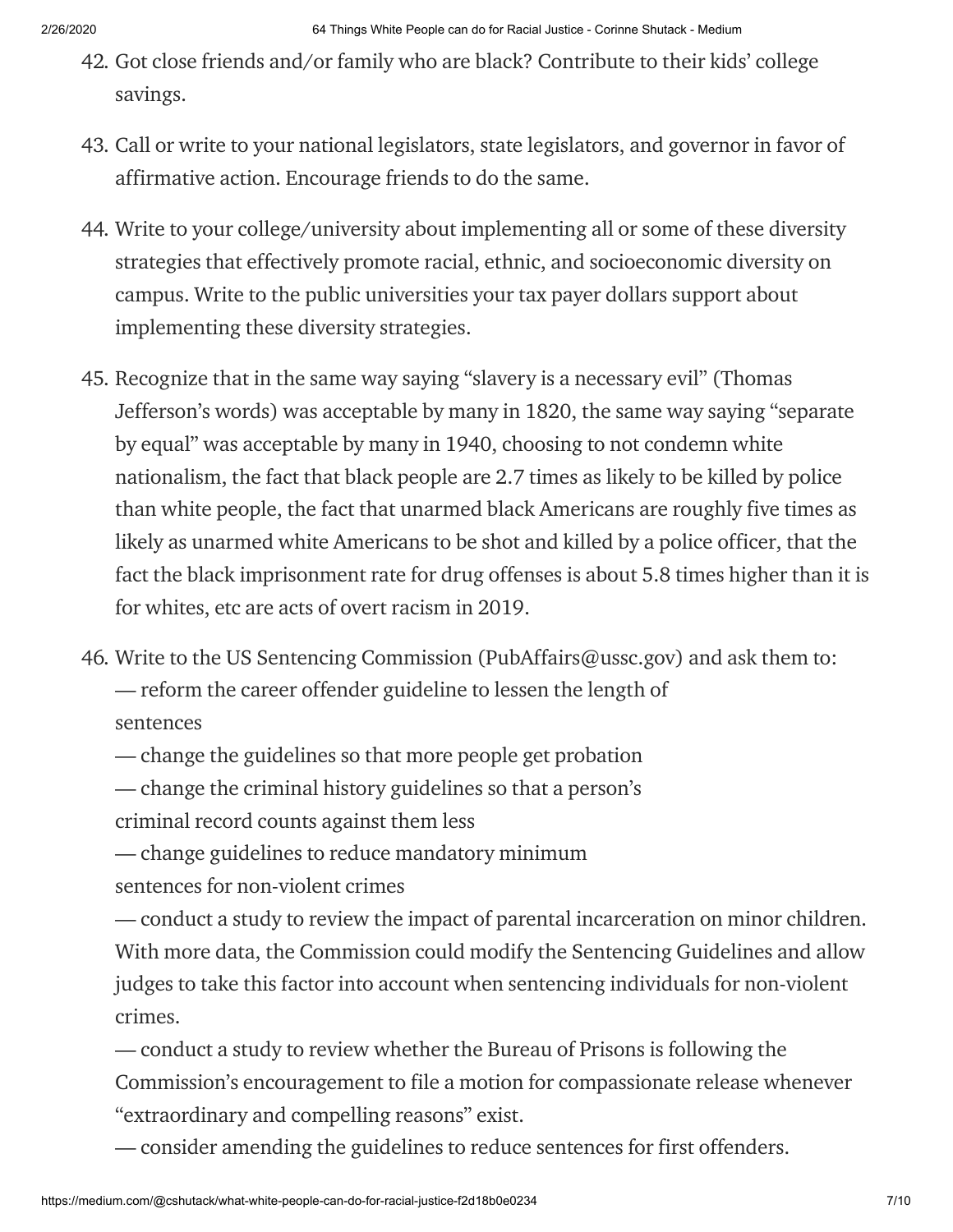42. Got close friends and/or family who are black? Contribute to their kids' college savings.

43. Call or write to your national legislators, state legislators, and governor in favor of affirmative action. Encourage friends to do the same.

44. Write to your college/university about implementing all or some of these diversity strategies that effectively promote racial, ethnic, and socioeconomic diversity on campus. Write to the public universities your tax payer dollars support about implementing these diversity strategies.

45. Recognize that in the same way saying "slavery is a necessary evil" (Thomas Jefferson's words) was acceptable by many in 1820, the same way saying "separate by equal" was acceptable by many in 1940, choosing to not condemn white nationalism, the fact that black people are 2.7 times as likely to be killed by police than white people, the fact that unarmed black Americans are roughly five times as likely as unarmed white Americans to be shot and killed by a police officer, that the fact the black imprisonment rate for drug offenses is about 5.8 times higher than it is for whites, etc are acts of overt racism in 2019.

46. Write to the US Sentencing Commission (PubAffairs@ussc.gov) and ask them to:
    — reform the career offender guideline to lessen the length of sentences
    — change the guidelines so that more people get probation
    — change the criminal history guidelines so that a person's criminal record counts against them less
    — change guidelines to reduce mandatory minimum sentences for non-violent crimes
    — conduct a study to review the impact of parental incarceration on minor children. With more data, the Commission could modify the Sentencing Guidelines and allow judges to take this factor into account when sentencing individuals for non-violent crimes.
    — conduct a study to review whether the Bureau of Prisons is following the Commission's encouragement to file a motion for compassionate release whenever "extraordinary and compelling reasons" exist.
    — consider amending the guidelines to reduce sentences for first offenders.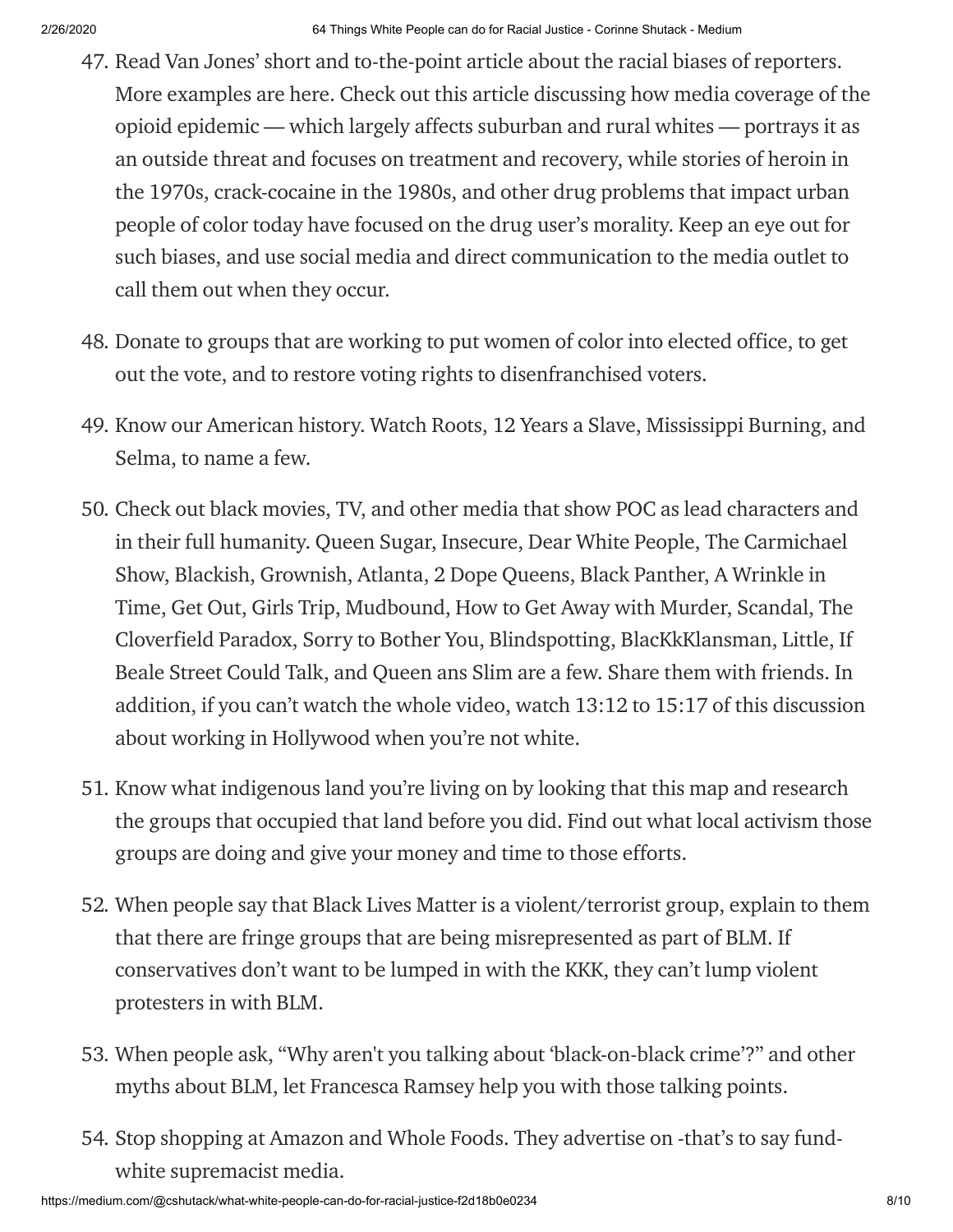47. Read Van Jones' short and to-the-point article about the racial biases of reporters. More examples are here. Check out this article discussing how media coverage of the opioid epidemic — which largely affects suburban and rural whites — portrays it as an outside threat and focuses on treatment and recovery, while stories of heroin in the 1970s, crack-cocaine in the 1980s, and other drug problems that impact urban people of color today have focused on the drug user's morality. Keep an eye out for such biases, and use social media and direct communication to the media outlet to call them out when they occur.

48. Donate to groups that are working to put women of color into elected office, to get out the vote, and to restore voting rights to disenfranchised voters.

49. Know our American history. Watch Roots, 12 Years a Slave, Mississippi Burning, and Selma, to name a few.

50. Check out black movies, TV, and other media that show POC as lead characters and in their full humanity. Queen Sugar, Insecure, Dear White People, The Carmichael Show, Blackish, Grownish, Atlanta, 2 Dope Queens, Black Panther, A Wrinkle in Time, Get Out, Girls Trip, Mudbound, How to Get Away with Murder, Scandal, The Cloverfield Paradox, Sorry to Bother You, Blindspotting, BlacKkKlansman, Little, If Beale Street Could Talk, and Queen ans Slim are a few. Share them with friends. In addition, if you can't watch the whole video, watch 13:12 to 15:17 of this discussion about working in Hollywood when you're not white.

51. Know what indigenous land you're living on by looking that this map and research the groups that occupied that land before you did. Find out what local activism those groups are doing and give your money and time to those efforts.

52. When people say that Black Lives Matter is a violent/terrorist group, explain to them that there are fringe groups that are being misrepresented as part of BLM. If conservatives don't want to be lumped in with the KKK, they can't lump violent protesters in with BLM.

53. When people ask, "Why aren't you talking about 'black-on-black crime'?" and other myths about BLM, let Francesca Ramsey help you with those talking points.

54. Stop shopping at Amazon and Whole Foods. They advertise on -that's to say fund- white supremacist media.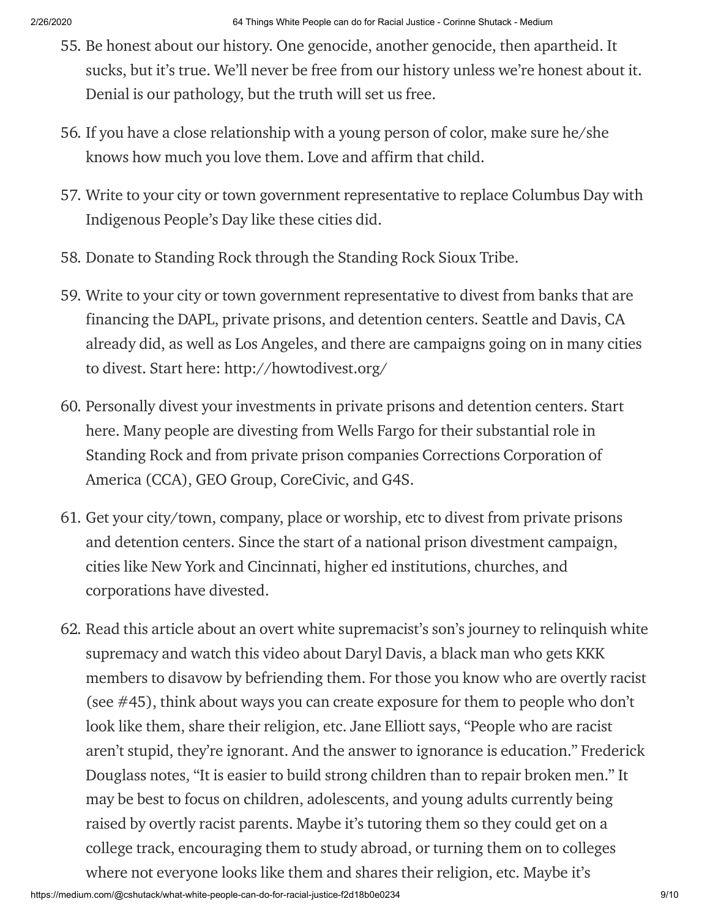55. Be honest about our history. One genocide, another genocide, then apartheid. It sucks, but it's true. We'll never be free from our history unless we're honest about it. Denial is our pathology, but the truth will set us free.

56. If you have a close relationship with a young person of color, make sure he/she knows how much you love them. Love and affirm that child.

57. Write to your city or town government representative to replace Columbus Day with Indigenous People's Day like these cities did.

58. Donate to Standing Rock through the Standing Rock Sioux Tribe.

59. Write to your city or town government representative to divest from banks that are financing the DAPL, private prisons, and detention centers. Seattle and Davis, CA already did, as well as Los Angeles, and there are campaigns going on in many cities to divest. Start here: http://howtodivest.org/

60. Personally divest your investments in private prisons and detention centers. Start here. Many people are divesting from Wells Fargo for their substantial role in Standing Rock and from private prison companies Corrections Corporation of America (CCA), GEO Group, CoreCivic, and G4S.

61. Get your city/town, company, place or worship, etc to divest from private prisons and detention centers. Since the start of a national prison divestment campaign, cities like New York and Cincinnati, higher ed institutions, churches, and corporations have divested.

62. Read this article about an overt white supremacist's son's journey to relinquish white supremacy and watch this video about Daryl Davis, a black man who gets KKK members to disavow by befriending them. For those you know who are overtly racist (see #45), think about ways you can create exposure for them to people who don't look like them, share their religion, etc. Jane Elliott says, "People who are racist aren't stupid, they're ignorant. And the answer to ignorance is education." Frederick Douglass notes, "It is easier to build strong children than to repair broken men." It may be best to focus on children, adolescents, and young adults currently being raised by overtly racist parents. Maybe it's tutoring them so they could get on a college track, encouraging them to study abroad, or turning them on to colleges where not everyone looks like them and shares their religion, etc. Maybe it's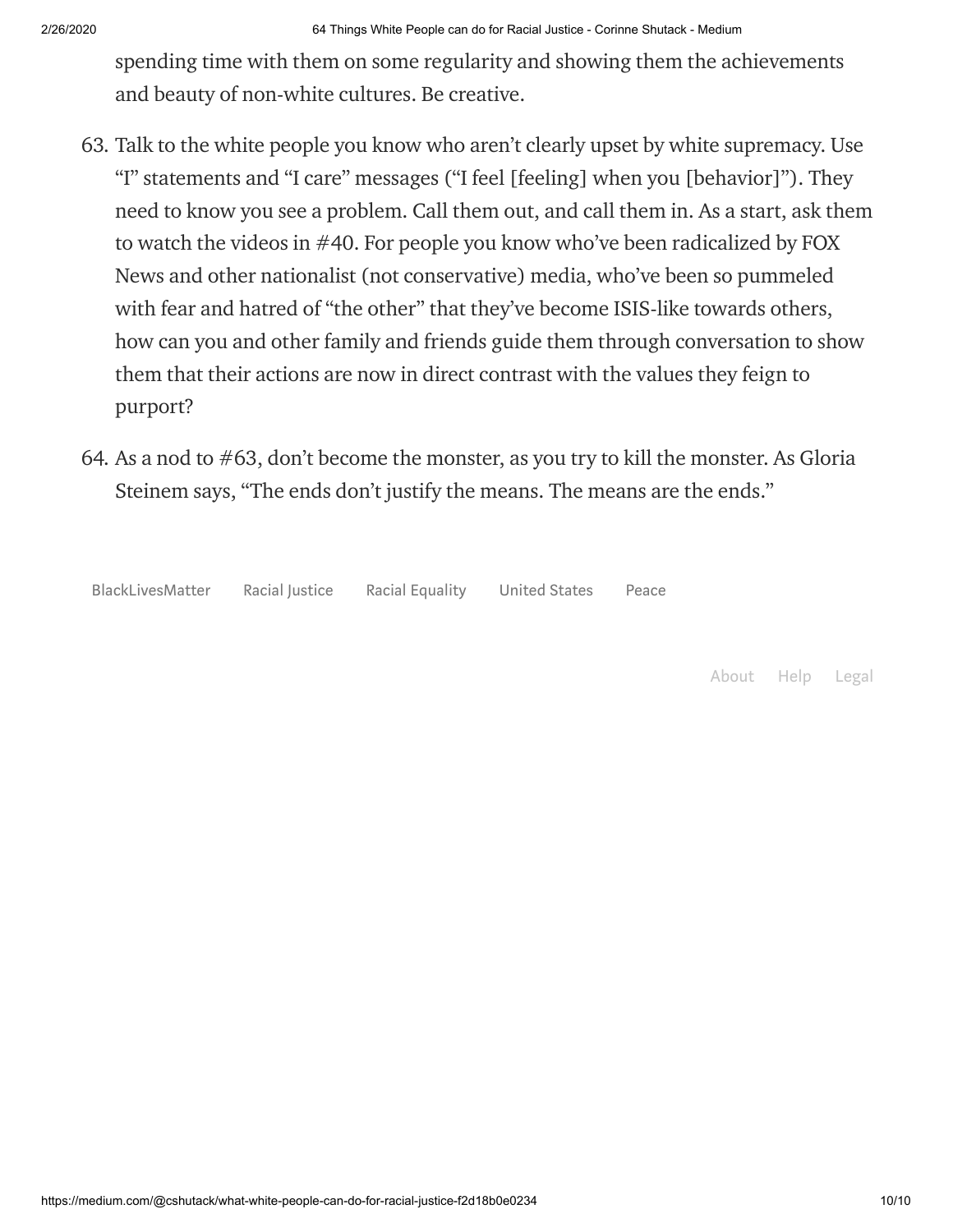spending time with them on some regularity and showing them the achievements and beauty of non-white cultures. Be creative.

63. Talk to the white people you know who aren't clearly upset by white supremacy. Use "I" statements and "I care" messages ("I feel [feeling] when you [behavior]"). They need to know you see a problem. Call them out, and call them in. As a start, ask them to watch the videos in #40. For people you know who've been radicalized by FOX News and other nationalist (not conservative) media, who've been so pummeled with fear and hatred of "the other" that they've become ISIS-like towards others, how can you and other family and friends guide them through conversation to show them that their actions are now in direct contrast with the values they feign to purport?

64. As a nod to #63, don't become the monster, as you try to kill the monster. As Gloria Steinem says, "The ends don't justify the means. The means are the ends."

BlackLivesMatter Racial Justice Racial Equality United States Peace